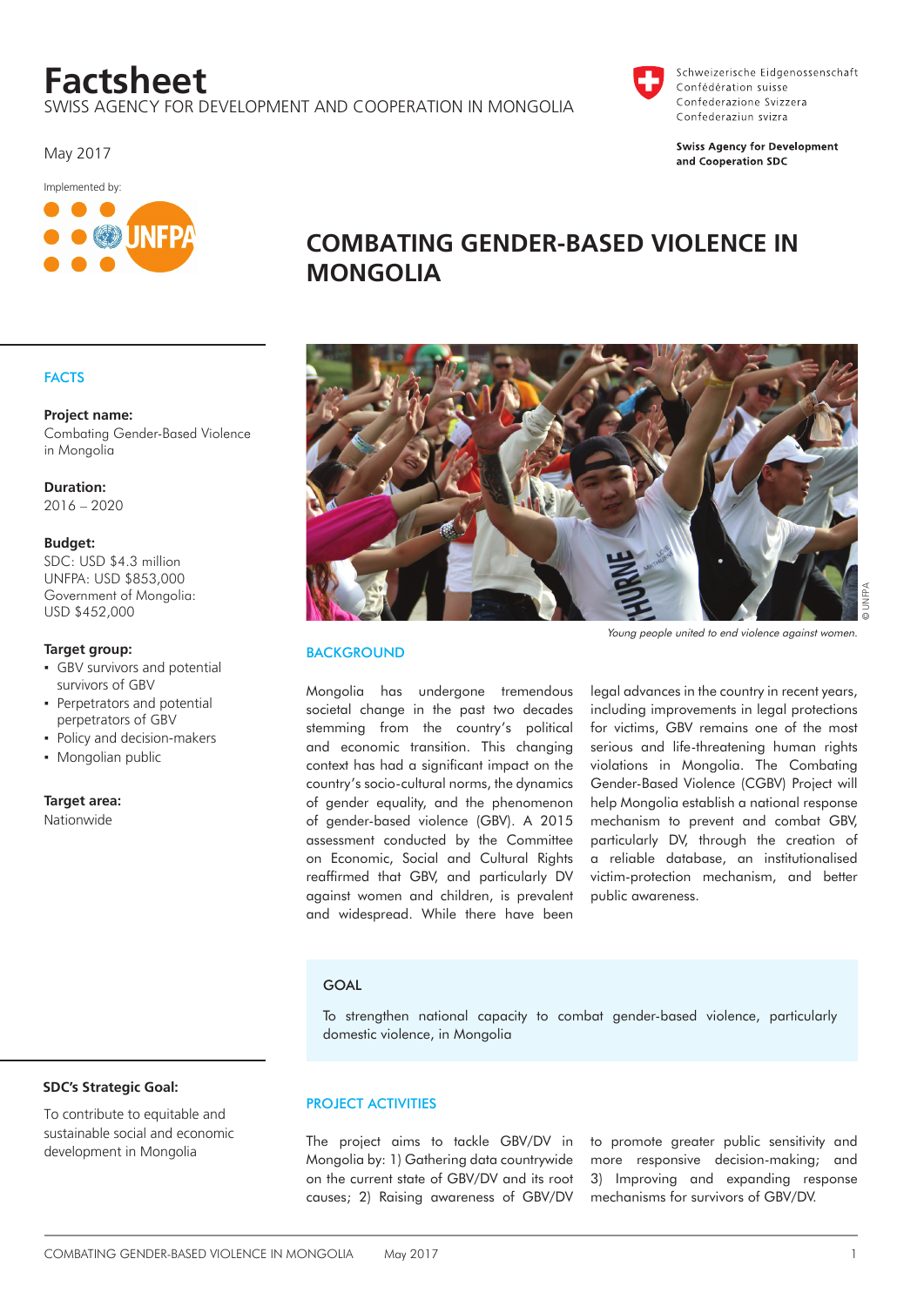# Factsheet

SWISS AGENCY FOR DEVELOPMENT AND COOPERATION IN MONGOLIA

Schweizerische Eidgenossenschaft
Confédération suisse
Confederazione Svizzera
Confederaziun svizra

**Swiss Agency for Development and Cooperation SDC**

May 2017

Implemented by: UNFPA

## COMBATING GENDER-BASED VIOLENCE IN MONGOLIA

### FACTS

**Project name:**
Combating Gender-Based Violence in Mongolia

**Duration:**
2016 – 2020

**Budget:**
SDC: USD $4.3 million
UNFPA: USD $853,000
Government of Mongolia: USD $452,000

**Target group:**

- GBV survivors and potential survivors of GBV
- Perpetrators and potential perpetrators of GBV
- Policy and decision-makers
- Mongolian public

**Target area:**
Nationwide

**SDC's Strategic Goal:**

To contribute to equitable and sustainable social and economic development in Mongolia

*Young people united to end violence against women.* © UNFPA

### BACKGROUND

Mongolia has undergone tremendous societal change in the past two decades stemming from the country's political and economic transition. This changing context has had a significant impact on the country's socio-cultural norms, the dynamics of gender equality, and the phenomenon of gender-based violence (GBV). A 2015 assessment conducted by the Committee on Economic, Social and Cultural Rights reaffirmed that GBV, and particularly DV against women and children, is prevalent and widespread. While there have been legal advances in the country in recent years, including improvements in legal protections for victims, GBV remains one of the most serious and life-threatening human rights violations in Mongolia. The Combating Gender-Based Violence (CGBV) Project will help Mongolia establish a national response mechanism to prevent and combat GBV, particularly DV, through the creation of a reliable database, an institutionalised victim-protection mechanism, and better public awareness.

### GOAL

To strengthen national capacity to combat gender-based violence, particularly domestic violence, in Mongolia

### PROJECT ACTIVITIES

The project aims to tackle GBV/DV in Mongolia by: 1) Gathering data countrywide on the current state of GBV/DV and its root causes; 2) Raising awareness of GBV/DV to promote greater public sensitivity and more responsive decision-making; and 3) Improving and expanding response mechanisms for survivors of GBV/DV.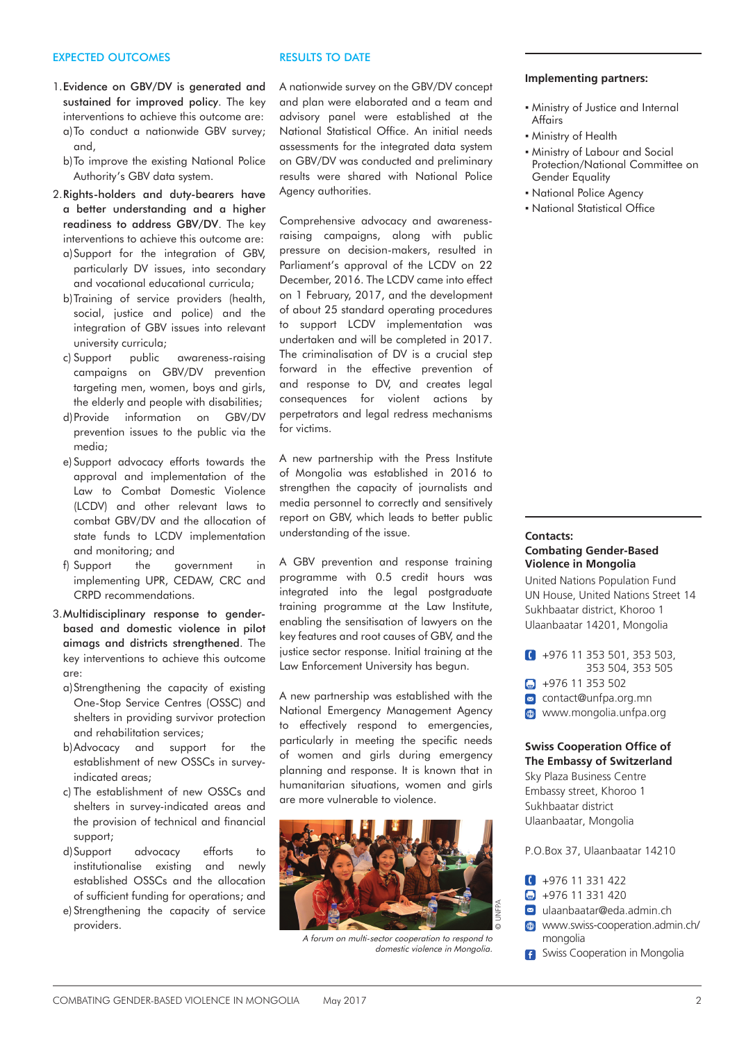## EXPECTED OUTCOMES

1. **Evidence on GBV/DV is generated and sustained for improved policy**. The key interventions to achieve this outcome are:
   a) To conduct a nationwide GBV survey; and,
   b) To improve the existing National Police Authority's GBV data system.
2. **Rights-holders and duty-bearers have a better understanding and a higher readiness to address GBV/DV**. The key interventions to achieve this outcome are:
   a) Support for the integration of GBV, particularly DV issues, into secondary and vocational educational curricula;
   b) Training of service providers (health, social, justice and police) and the integration of GBV issues into relevant university curricula;
   c) Support public awareness-raising campaigns on GBV/DV prevention targeting men, women, boys and girls, the elderly and people with disabilities;
   d) Provide information on GBV/DV prevention issues to the public via the media;
   e) Support advocacy efforts towards the approval and implementation of the Law to Combat Domestic Violence (LCDV) and other relevant laws to combat GBV/DV and the allocation of state funds to LCDV implementation and monitoring; and
   f) Support the government in implementing UPR, CEDAW, CRC and CRPD recommendations.
3. **Multidisciplinary response to gender-based and domestic violence in pilot aimags and districts strengthened**. The key interventions to achieve this outcome are:
   a) Strengthening the capacity of existing One-Stop Service Centres (OSSC) and shelters in providing survivor protection and rehabilitation services;
   b) Advocacy and support for the establishment of new OSSCs in survey-indicated areas;
   c) The establishment of new OSSCs and shelters in survey-indicated areas and the provision of technical and financial support;
   d) Support advocacy efforts to institutionalise existing and newly established OSSCs and the allocation of sufficient funding for operations; and
   e) Strengthening the capacity of service providers.

## RESULTS TO DATE

A nationwide survey on the GBV/DV concept and plan were elaborated and a team and advisory panel were established at the National Statistical Office. An initial needs assessments for the integrated data system on GBV/DV was conducted and preliminary results were shared with National Police Agency authorities.

Comprehensive advocacy and awareness-raising campaigns, along with public pressure on decision-makers, resulted in Parliament's approval of the LCDV on 22 December, 2016. The LCDV came into effect on 1 February, 2017, and the development of about 25 standard operating procedures to support LCDV implementation was undertaken and will be completed in 2017. The criminalisation of DV is a crucial step forward in the effective prevention of and response to DV, and creates legal consequences for violent actions by perpetrators and legal redress mechanisms for victims.

A new partnership with the Press Institute of Mongolia was established in 2016 to strengthen the capacity of journalists and media personnel to correctly and sensitively report on GBV, which leads to better public understanding of the issue.

A GBV prevention and response training programme with 0.5 credit hours was integrated into the legal postgraduate training programme at the Law Institute, enabling the sensitisation of lawyers on the key features and root causes of GBV, and the justice sector response. Initial training at the Law Enforcement University has begun.

A new partnership was established with the National Emergency Management Agency to effectively respond to emergencies, particularly in meeting the specific needs of women and girls during emergency planning and response. It is known that in humanitarian situations, women and girls are more vulnerable to violence.

© UNFPA

*A forum on multi-sector cooperation to respond to domestic violence in Mongolia.*

**Implementing partners:**

- Ministry of Justice and Internal Affairs
- Ministry of Health
- Ministry of Labour and Social Protection/National Committee on Gender Equality
- National Police Agency
- National Statistical Office

**Contacts:**
**Combating Gender-Based Violence in Mongolia**

United Nations Population Fund
UN House, United Nations Street 14
Sukhbaatar district, Khoroo 1
Ulaanbaatar 14201, Mongolia

+976 11 353 501, 353 503, 353 504, 353 505
+976 11 353 502
contact@unfpa.org.mn
www.mongolia.unfpa.org

**Swiss Cooperation Office of The Embassy of Switzerland**

Sky Plaza Business Centre
Embassy street, Khoroo 1
Sukhbaatar district
Ulaanbaatar, Mongolia

P.O.Box 37, Ulaanbaatar 14210

+976 11 331 422
+976 11 331 420
ulaanbaatar@eda.admin.ch
www.swiss-cooperation.admin.ch/mongolia
Swiss Cooperation in Mongolia